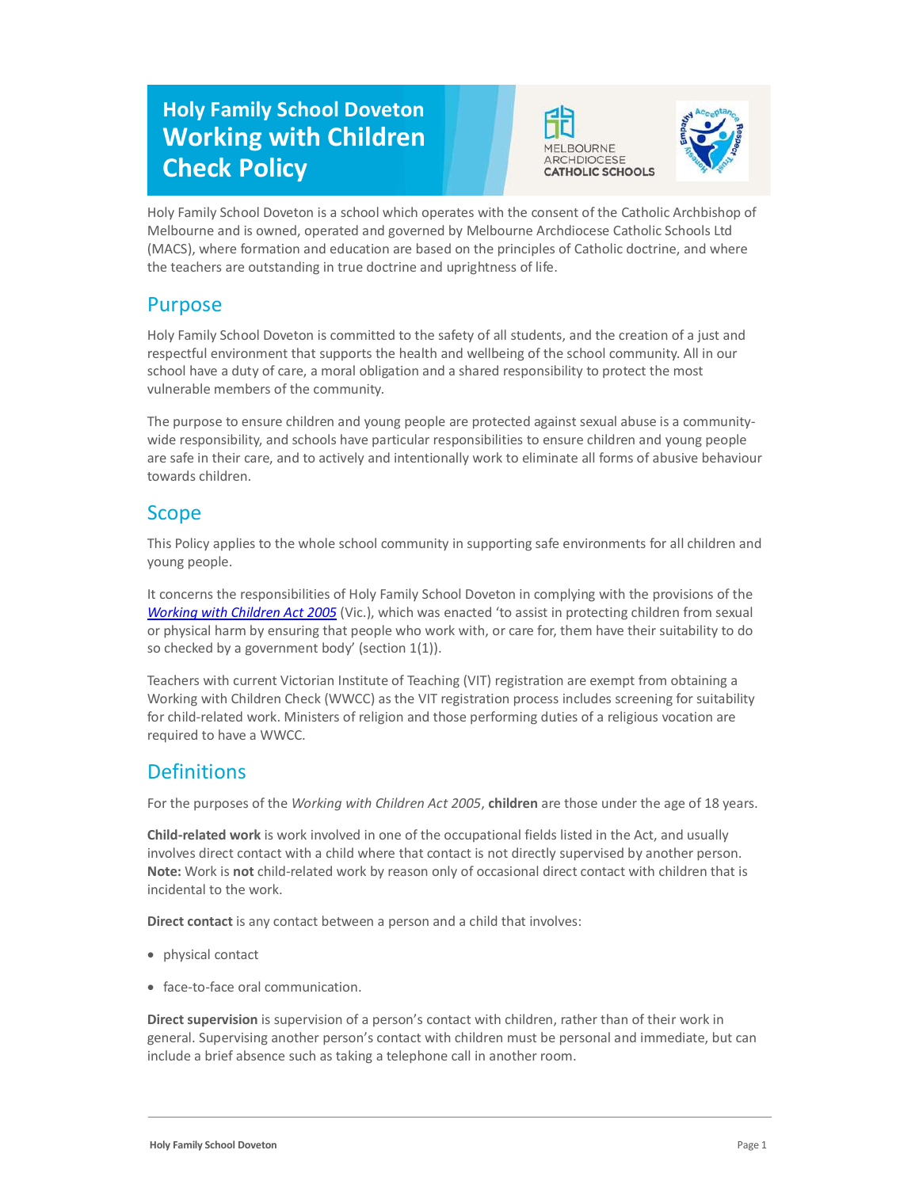# Holy Family School Doveton Working with Children Check Policy

Holy Family School Doveton is a school which operates with the consent of the Catholic Archbishop of Melbourne and is owned, operated and governed by Melbourne Archdiocese Catholic Schools Ltd (MACS), where formation and education are based on the principles of Catholic doctrine, and where the teachers are outstanding in true doctrine and uprightness of life.

## Purpose

Holy Family School Doveton is committed to the safety of all students, and the creation of a just and respectful environment that supports the health and wellbeing of the school community. All in our school have a duty of care, a moral obligation and a shared responsibility to protect the most vulnerable members of the community.

The purpose to ensure children and young people are protected against sexual abuse is a community-wide responsibility, and schools have particular responsibilities to ensure children and young people are safe in their care, and to actively and intentionally work to eliminate all forms of abusive behaviour towards children.

## Scope

This Policy applies to the whole school community in supporting safe environments for all children and young people.

It concerns the responsibilities of Holy Family School Doveton in complying with the provisions of the *Working with Children Act 2005* (Vic.), which was enacted 'to assist in protecting children from sexual or physical harm by ensuring that people who work with, or care for, them have their suitability to do so checked by a government body' (section 1(1)).

Teachers with current Victorian Institute of Teaching (VIT) registration are exempt from obtaining a Working with Children Check (WWCC) as the VIT registration process includes screening for suitability for child-related work. Ministers of religion and those performing duties of a religious vocation are required to have a WWCC.

## Definitions

For the purposes of the *Working with Children Act 2005*, **children** are those under the age of 18 years.

**Child-related work** is work involved in one of the occupational fields listed in the Act, and usually involves direct contact with a child where that contact is not directly supervised by another person. **Note:** Work is **not** child-related work by reason only of occasional direct contact with children that is incidental to the work.

**Direct contact** is any contact between a person and a child that involves:

- physical contact
- face-to-face oral communication.

**Direct supervision** is supervision of a person's contact with children, rather than of their work in general. Supervising another person's contact with children must be personal and immediate, but can include a brief absence such as taking a telephone call in another room.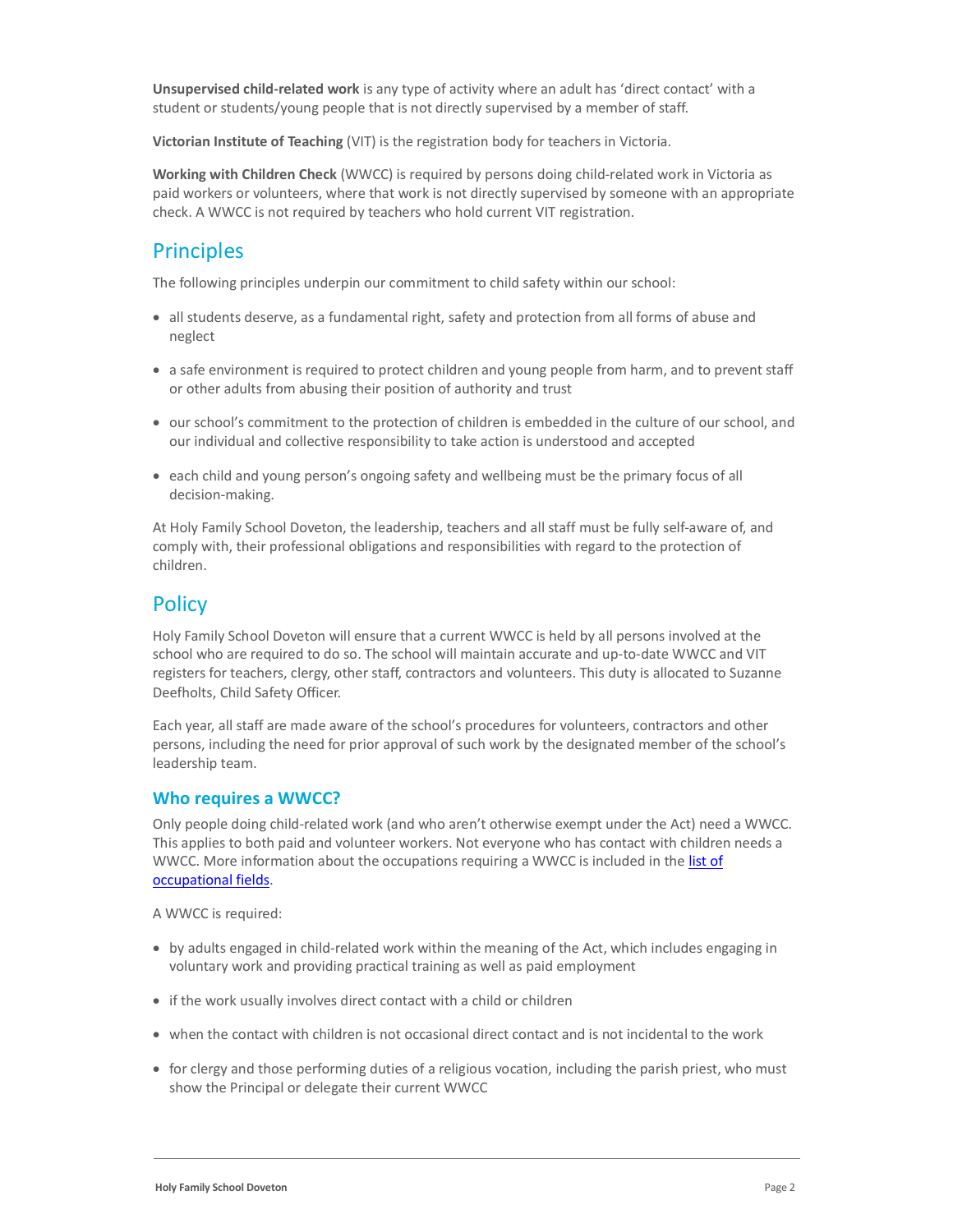**Unsupervised child-related work** is any type of activity where an adult has 'direct contact' with a student or students/young people that is not directly supervised by a member of staff.

**Victorian Institute of Teaching** (VIT) is the registration body for teachers in Victoria.

**Working with Children Check** (WWCC) is required by persons doing child-related work in Victoria as paid workers or volunteers, where that work is not directly supervised by someone with an appropriate check. A WWCC is not required by teachers who hold current VIT registration.

## Principles

The following principles underpin our commitment to child safety within our school:

- all students deserve, as a fundamental right, safety and protection from all forms of abuse and neglect
- a safe environment is required to protect children and young people from harm, and to prevent staff or other adults from abusing their position of authority and trust
- our school's commitment to the protection of children is embedded in the culture of our school, and our individual and collective responsibility to take action is understood and accepted
- each child and young person's ongoing safety and wellbeing must be the primary focus of all decision-making.

At Holy Family School Doveton, the leadership, teachers and all staff must be fully self-aware of, and comply with, their professional obligations and responsibilities with regard to the protection of children.

## Policy

Holy Family School Doveton will ensure that a current WWCC is held by all persons involved at the school who are required to do so. The school will maintain accurate and up-to-date WWCC and VIT registers for teachers, clergy, other staff, contractors and volunteers. This duty is allocated to Suzanne Deefholts, Child Safety Officer.

Each year, all staff are made aware of the school's procedures for volunteers, contractors and other persons, including the need for prior approval of such work by the designated member of the school's leadership team.

### Who requires a WWCC?

Only people doing child-related work (and who aren't otherwise exempt under the Act) need a WWCC. This applies to both paid and volunteer workers. Not everyone who has contact with children needs a WWCC. More information about the occupations requiring a WWCC is included in the list of occupational fields.

A WWCC is required:

- by adults engaged in child-related work within the meaning of the Act, which includes engaging in voluntary work and providing practical training as well as paid employment
- if the work usually involves direct contact with a child or children
- when the contact with children is not occasional direct contact and is not incidental to the work
- for clergy and those performing duties of a religious vocation, including the parish priest, who must show the Principal or delegate their current WWCC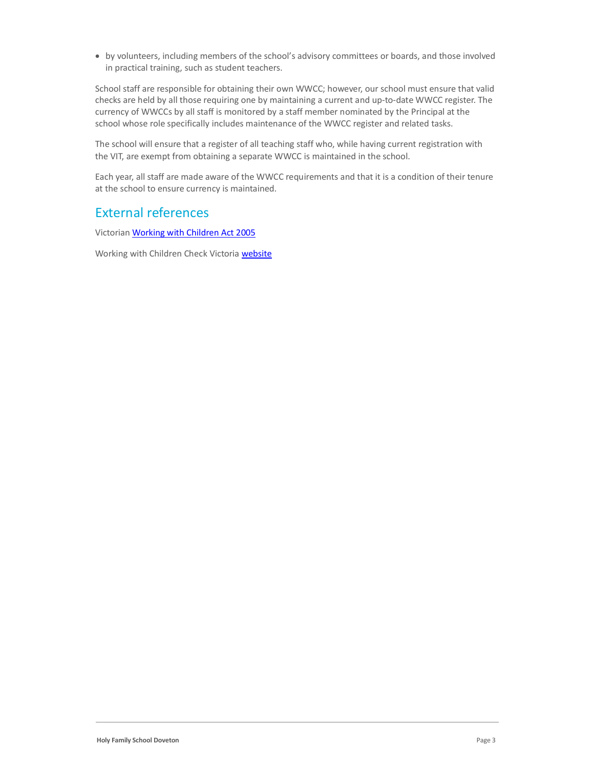- by volunteers, including members of the school's advisory committees or boards, and those involved in practical training, such as student teachers.

School staff are responsible for obtaining their own WWCC; however, our school must ensure that valid checks are held by all those requiring one by maintaining a current and up-to-date WWCC register. The currency of WWCCs by all staff is monitored by a staff member nominated by the Principal at the school whose role specifically includes maintenance of the WWCC register and related tasks.

The school will ensure that a register of all teaching staff who, while having current registration with the VIT, are exempt from obtaining a separate WWCC is maintained in the school.

Each year, all staff are made aware of the WWCC requirements and that it is a condition of their tenure at the school to ensure currency is maintained.

## External references

Victorian Working with Children Act 2005

Working with Children Check Victoria website